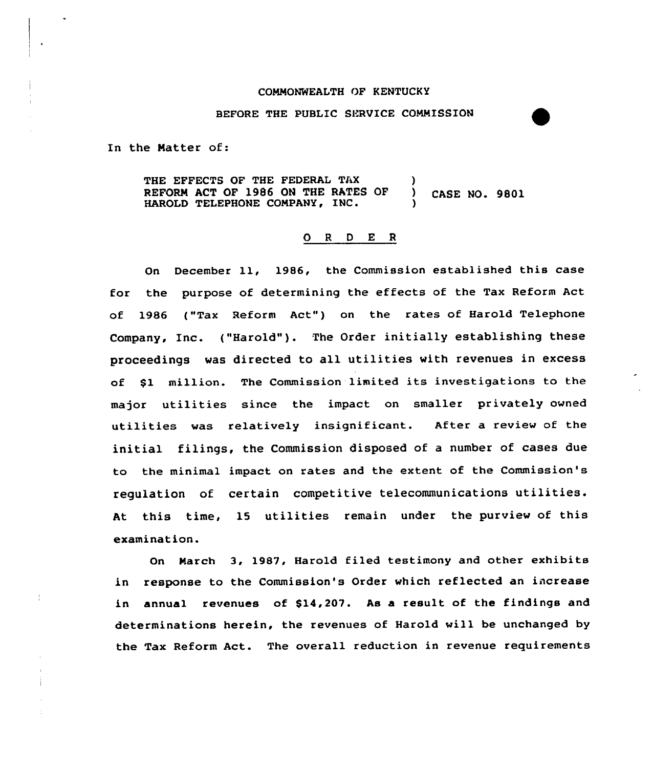COMMONWEALTH OF KENTUCKY

BEFORE THE PUBLIC SERVICE COMMISSION

In the Matter of:

THE EFFECTS OF THE FEDERAL TAX REFORM ACT OF 1986 ON THE RATES OF HAROLD TELEPHONE COMPANY, INC. ) CASE NO. 9801

## O R D E R

On December 11, 1986, the Commission established this case for the purpose of determining the effects of the Tax Reform Act of 1986 ("Tax Reform Act") on the rates of Harold Telephone Company, Inc. ("Harold"). The Order initially establishing these proceedings was directed to all utilities with revenues in excess of $1 million. The Commission limited its investigations to the major utilities since the impact on smaller privately owned utilities was relatively insignificant. After a review of the initial filings, the Commission disposed of a number of cases due to the minimal impact on rates and the extent of the Commission's regulation of certain competitive telecommunications utilities. At this time, 15 utilities remain under the purview of this examination.

On March 3, 1987, Harold filed testimony and other exhibits in response to the Commission's Order which reflected an increase in annual revenues of $14,207. As a result of the findings and determinations herein, the revenues of Harold will be unchanged by the Tax Reform Act. The overall reduction in revenue requirements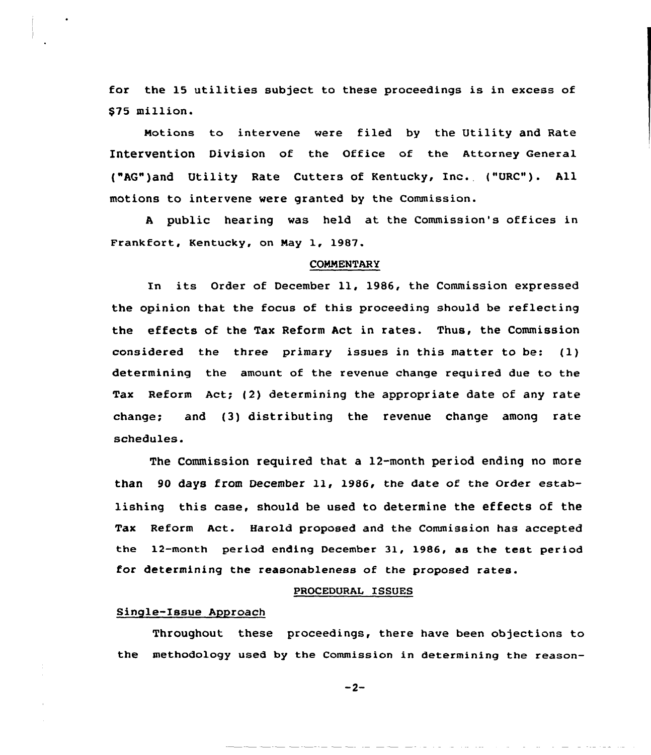for the 15 utilities subject to these proceedings is in excess of $75 million.

Motions to intervene were filed by the Utility and Rate Intervention Division of the Office of the Attorney General ("AG")and Utility Rate Cutters of Kentucky, Inc. ("URC"). All motions to intervene were granted by the Commission.

A public hearing was held at the Commission's offices in Frankfort, Kentucky, on May 1, 1987.

## COMMENTARY

In its Order of December 11, 1986, the Commission expressed the opinion that the focus of this proceeding should be reflecting the effects of the Tax Reform Act in rates. Thus, the Commission considered the three primary issues in this matter to be: (1) determining the amount of the revenue change required due to the Tax Reform Act; (2) determining the appropriate date of any rate change; and (3) distributing the revenue change among rate schedules.

The Commission required that a 12-month period ending no more than 90 days from December 11, 1986, the date of the Order establishing this case, should be used to determine the effects of the Tax Reform Act. Harold proposed and the Commission has accepted the 12-month period ending December 31, 1986, as the test period for determining the reasonableness of the proposed rates.

## PROCEDURAL ISSUES

### Single-Issue Approach

Throughout these proceedings, there have been objections to the methodology used by the Commission in determining the reason-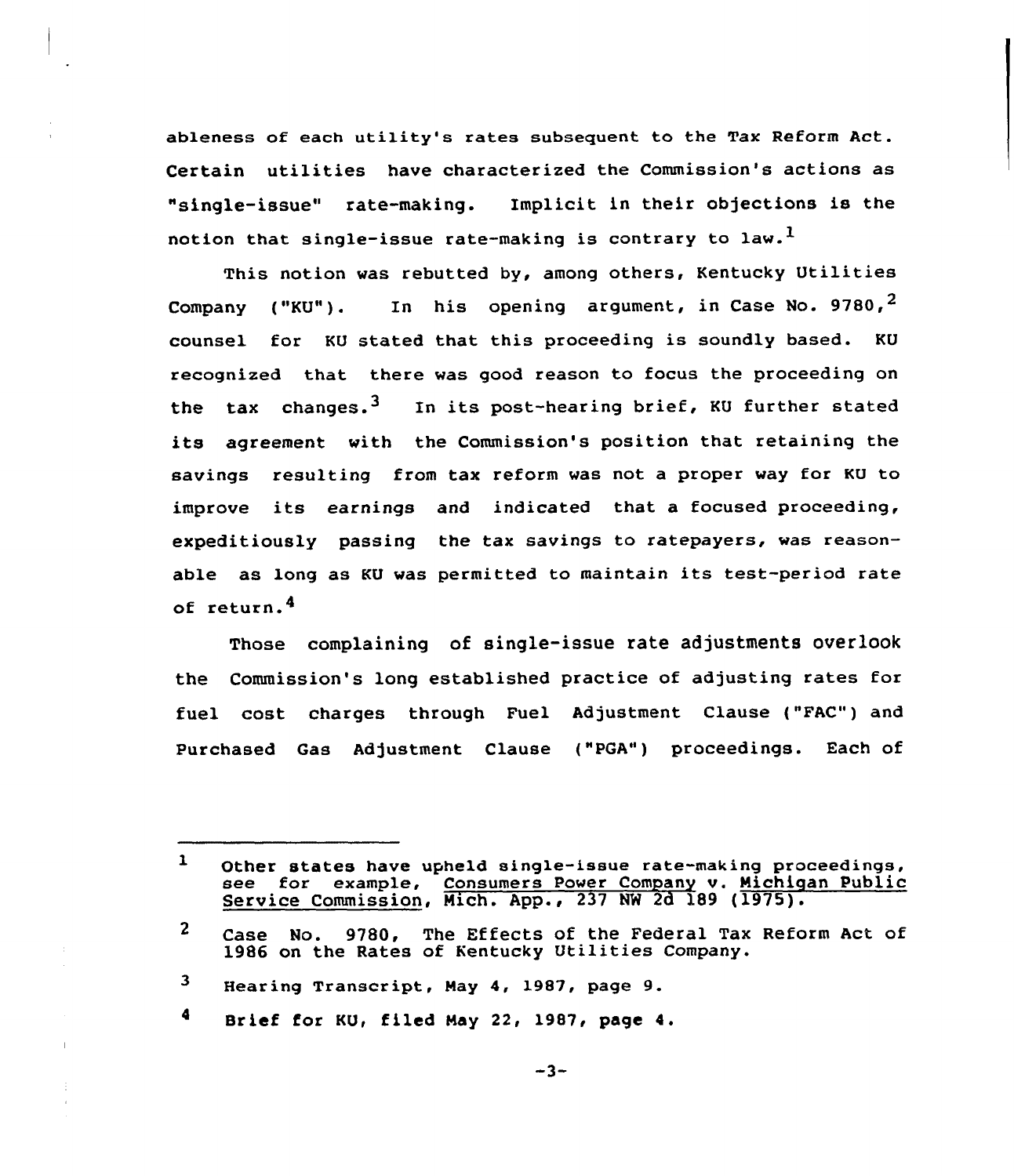ableness of each utility's rates subsequent to the Tax Reform Act. Certain utilities have characterized the Commission's actions as "single-issue" rate-making. Implicit in their objections is the notion that single-issue rate-making is contrary to law.[1]

This notion was rebutted by, among others, Kentucky Utilities Company ("KU"). In his opening argument, in Case No. 9780,[2] counsel for KU stated that this proceeding is soundly based. KU recognized that there was good reason to focus the proceeding on the tax changes.[3] In its post-hearing brief, KU further stated its agreement with the Commission's position that retaining the savings resulting from tax reform was not a proper way for KU to improve its earnings and indicated that a focused proceeding, expeditiously passing the tax savings to ratepayers, was reasonable as long as KU was permitted to maintain its test-period rate of return.[4]

Those complaining of single-issue rate adjustments overlook the Commission's long established practice of adjusting rates for fuel cost charges through Fuel Adjustment Clause ("FAC") and Purchased Gas Adjustment Clause ("PGA") proceedings. Each of

---

[1] Other states have upheld single-issue rate-making proceedings, see for example, Consumers Power Company v. Michigan Public Service Commission, Mich. App., 237 NW 2d 189 (1975).

[2] Case No. 9780, The Effects of the Federal Tax Reform Act of 1986 on the Rates of Kentucky Utilities Company.

[3] Hearing Transcript, May 4, 1987, page 9.

[4] Brief for KU, filed May 22, 1987, page 4.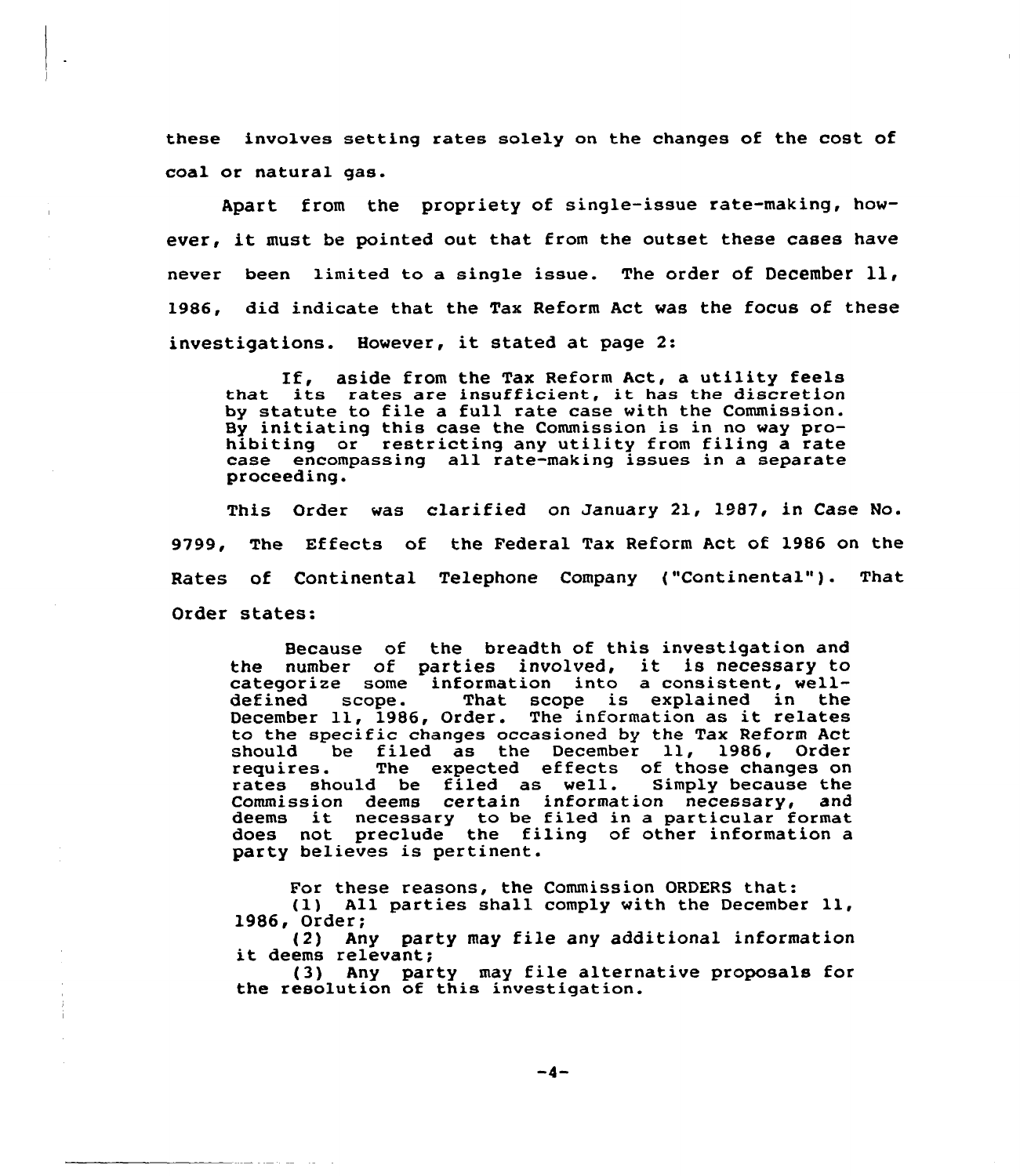these involves setting rates solely on the changes of the cost of coal or natural gas.

Apart from the propriety of single-issue rate-making, however, it must be pointed out that from the outset these cases have never been limited to a single issue. The order of December 11, 1986, did indicate that the Tax Reform Act was the focus of these investigations. However, it stated at page 2:

> If, aside from the Tax Reform Act, a utility feels that its rates are insufficient, it has the discretion by statute to file a full rate case with the Commission. By initiating this case the Commission is in no way prohibiting or restricting any utility from filing a rate case encompassing all rate-making issues in a separate proceeding.

This Order was clarified on January 21, 1987, in Case No. 9799, The Effects of the Federal Tax Reform Act of 1986 on the Rates of Continental Telephone Company ("Continental"). That Order states:

> Because of the breadth of this investigation and the number of parties involved, it is necessary to categorize some information into a consistent, well-defined scope. That scope is explained in the December 11, 1986, Order. The information as it relates to the specific changes occasioned by the Tax Reform Act should be filed as the December 11, 1986, Order requires. The expected effects of those changes on rates should be filed as well. Simply because the Commission deems certain information necessary, and deems it necessary to be filed in a particular format does not preclude the filing of other information a party believes is pertinent.
>
> For these reasons, the Commission ORDERS that:
>
> (1) All parties shall comply with the December 11, 1986, Order;
>
> (2) Any party may file any additional information it deems relevant;
>
> (3) Any party may file alternative proposals for the resolution of this investigation.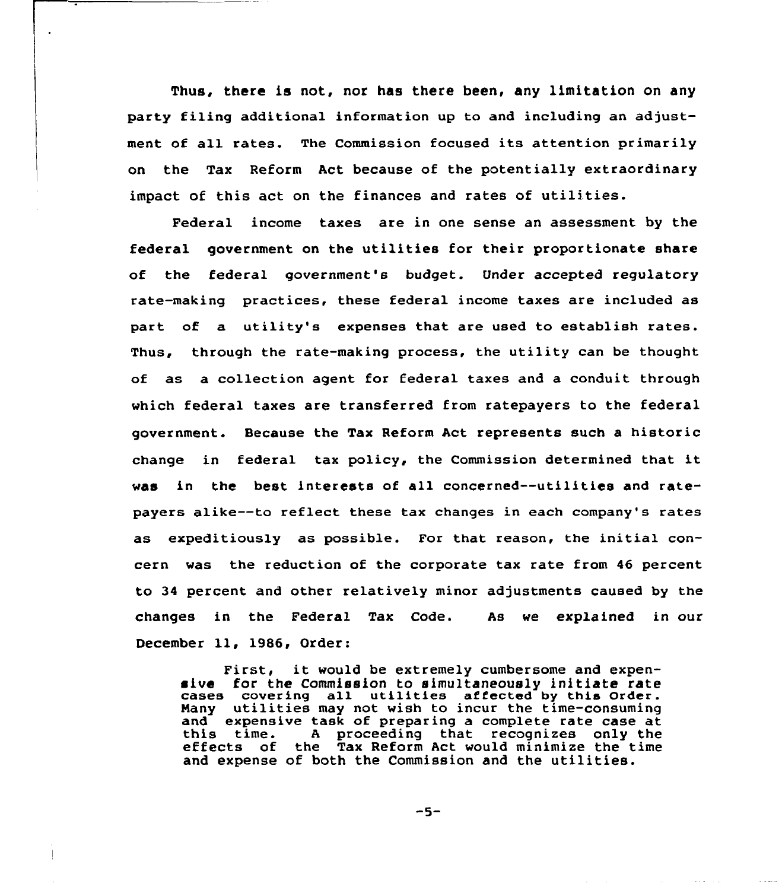Thus, there is not, nor has there been, any limitation on any party filing additional information up to and including an adjustment of all rates. The Commission focused its attention primarily on the Tax Reform Act because of the potentially extraordinary impact of this act on the finances and rates of utilities.

Federal income taxes are in one sense an assessment by the federal government on the utilities for their proportionate share of the federal government's budget. Under accepted regulatory rate-making practices, these federal income taxes are included as part of a utility's expenses that are used to establish rates. Thus, through the rate-making process, the utility can be thought of as a collection agent for federal taxes and a conduit through which federal taxes are transferred from ratepayers to the federal government. Because the Tax Reform Act represents such a historic change in federal tax policy, the Commission determined that it was in the best interests of all concerned--utilities and ratepayers alike--to reflect these tax changes in each company's rates as expeditiously as possible. For that reason, the initial concern was the reduction of the corporate tax rate from 46 percent to 34 percent and other relatively minor adjustments caused by the changes in the Federal Tax Code. As we explained in our December 11, 1986, Order:

> First, it would be extremely cumbersome and expensive for the Commission to simultaneously initiate rate cases covering all utilities affected by this Order. Many utilities may not wish to incur the time-consuming and expensive task of preparing a complete rate case at this time. A proceeding that recognizes only the effects of the Tax Reform Act would minimize the time and expense of both the Commission and the utilities.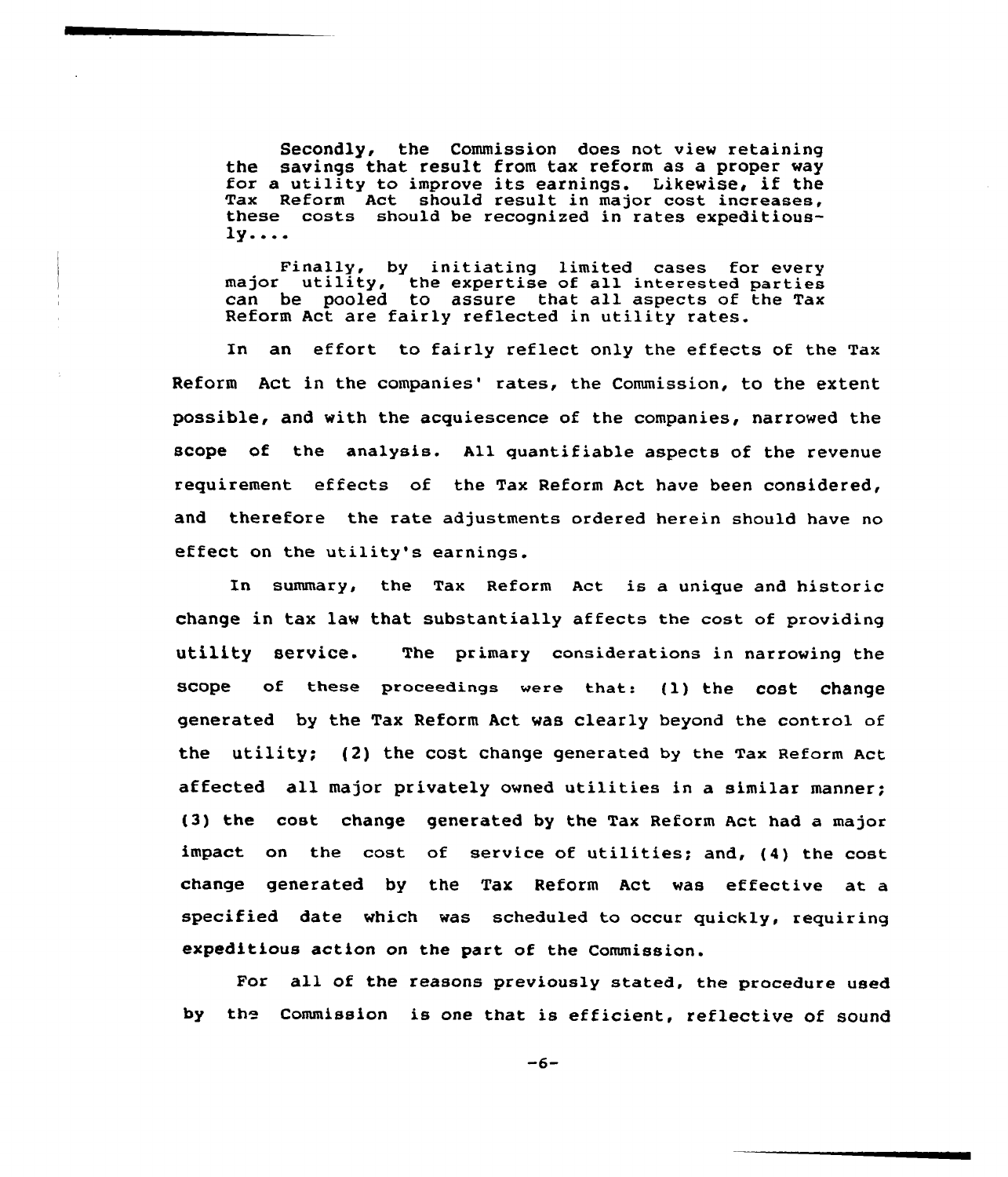> Secondly, the Commission does not view retaining the savings that result from tax reform as a proper way for a utility to improve its earnings. Likewise, if the Tax Reform Act should result in major cost increases, these costs should be recognized in rates expeditiously....
>
> Finally, by initiating limited cases for every major utility, the expertise of all interested parties can be pooled to assure that all aspects of the Tax Reform Act are fairly reflected in utility rates.

In an effort to fairly reflect only the effects of the Tax Reform Act in the companies' rates, the Commission, to the extent possible, and with the acquiescence of the companies, narrowed the scope of the analysis. All quantifiable aspects of the revenue requirement effects of the Tax Reform Act have been considered, and therefore the rate adjustments ordered herein should have no effect on the utility's earnings.

In summary, the Tax Reform Act is a unique and historic change in tax law that substantially affects the cost of providing utility service. The primary considerations in narrowing the scope of these proceedings were that: (1) the cost change generated by the Tax Reform Act was clearly beyond the control of the utility; (2) the cost change generated by the Tax Reform Act affected all major privately owned utilities in a similar manner; (3) the cost change generated by the Tax Reform Act had a major impact on the cost of service of utilities; and, (4) the cost change generated by the Tax Reform Act was effective at a specified date which was scheduled to occur quickly, requiring expeditious action on the part of the Commission.

For all of the reasons previously stated, the procedure used by the Commission is one that is efficient, reflective of sound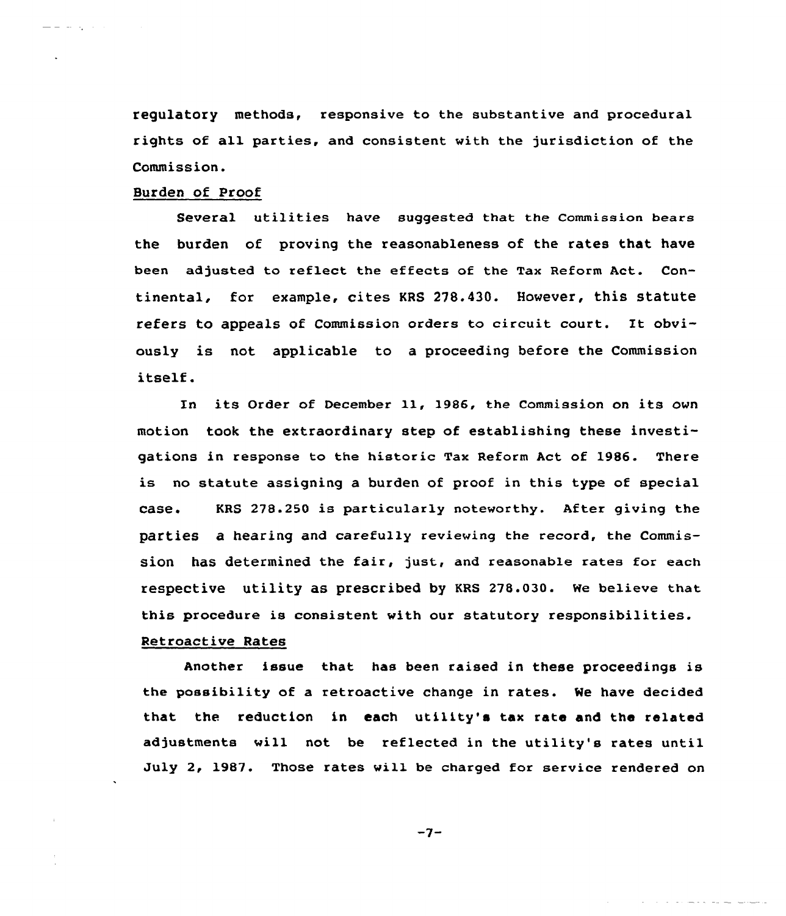regulatory methods, responsive to the substantive and procedural rights of all parties, and consistent with the jurisdiction of the Commission.

Burden of Proof

Several utilities have suggested that the Commission bears the burden of proving the reasonableness of the rates that have been adjusted to reflect the effects of the Tax Reform Act. Continental, for example, cites KRS 278.430. However, this statute refers to appeals of Commission orders to circuit court. It obviously is not applicable to a proceeding before the Commission itself.

In its Order of December 11, 1986, the Commission on its own motion took the extraordinary step of establishing these investigations in response to the historic Tax Reform Act of 1986. There is no statute assigning a burden of proof in this type of special case. KRS 278.250 is particularly noteworthy. After giving the parties a hearing and carefully reviewing the record, the Commission has determined the fair, just, and reasonable rates for each respective utility as prescribed by KRS 278.030. We believe that this procedure is consistent with our statutory responsibilities.

Retroactive Rates

Another issue that has been raised in these proceedings is the possibility of a retroactive change in rates. We have decided that the reduction in each utility's tax rate and the related adjustments will not be reflected in the utility's rates until July 2, 1987. Those rates will be charged for service rendered on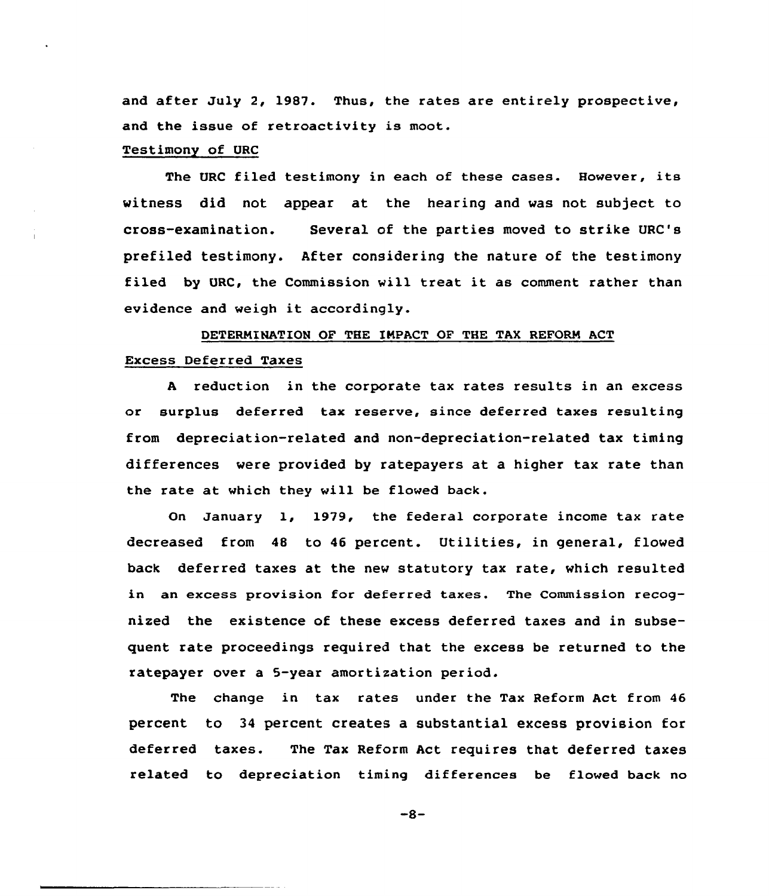and after July 2, 1987. Thus, the rates are entirely prospective, and the issue of retroactivity is moot.

Testimony of URC

The URC filed testimony in each of these cases. However, its witness did not appear at the hearing and was not subject to cross-examination. Several of the parties moved to strike URC's prefiled testimony. After considering the nature of the testimony filed by URC, the Commission will treat it as comment rather than evidence and weigh it accordingly.

## DETERMINATION OF THE IMPACT OF THE TAX REFORM ACT

Excess Deferred Taxes

A reduction in the corporate tax rates results in an excess or surplus deferred tax reserve, since deferred taxes resulting from depreciation-related and non-depreciation-related tax timing differences were provided by ratepayers at a higher tax rate than the rate at which they will be flowed back.

On January 1, 1979, the federal corporate income tax rate decreased from 48 to 46 percent. Utilities, in general, flowed back deferred taxes at the new statutory tax rate, which resulted in an excess provision for deferred taxes. The Commission recognized the existence of these excess deferred taxes and in subsequent rate proceedings required that the excess be returned to the ratepayer over a 5-year amortization period.

The change in tax rates under the Tax Reform Act from 46 percent to 34 percent creates a substantial excess provision for deferred taxes. The Tax Reform Act requires that deferred taxes related to depreciation timing differences be flowed back no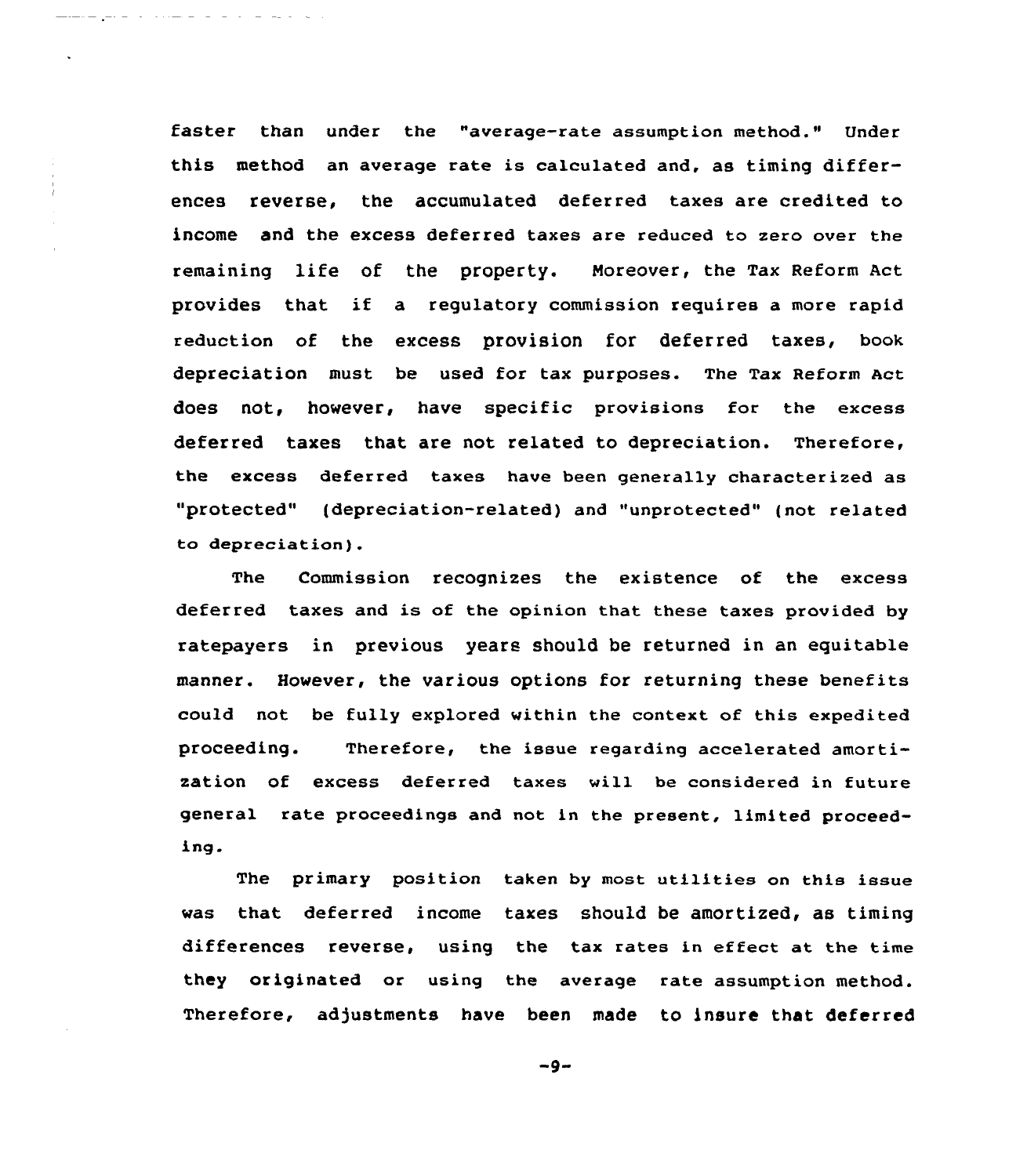faster than under the "average-rate assumption method." Under this method an average rate is calculated and, as timing differences reverse, the accumulated deferred taxes are credited to income and the excess deferred taxes are reduced to zero over the remaining life of the property. Moreover, the Tax Reform Act provides that if a regulatory commission requires a more rapid reduction of the excess provision for deferred taxes, book depreciation must be used for tax purposes. The Tax Reform Act does not, however, have specific provisions for the excess deferred taxes that are not related to depreciation. Therefore, the excess deferred taxes have been generally characterized as "protected" (depreciation-related) and "unprotected" (not related to depreciation).

The Commission recognizes the existence of the excess deferred taxes and is of the opinion that these taxes provided by ratepayers in previous years should be returned in an equitable manner. However, the various options for returning these benefits could not be fully explored within the context of this expedited proceeding. Therefore, the issue regarding accelerated amortization of excess deferred taxes will be considered in future general rate proceedings and not in the present, limited proceeding.

The primary position taken by most utilities on this issue was that deferred income taxes should be amortized, as timing differences reverse, using the tax rates in effect at the time they originated or using the average rate assumption method. Therefore, adjustments have been made to insure that deferred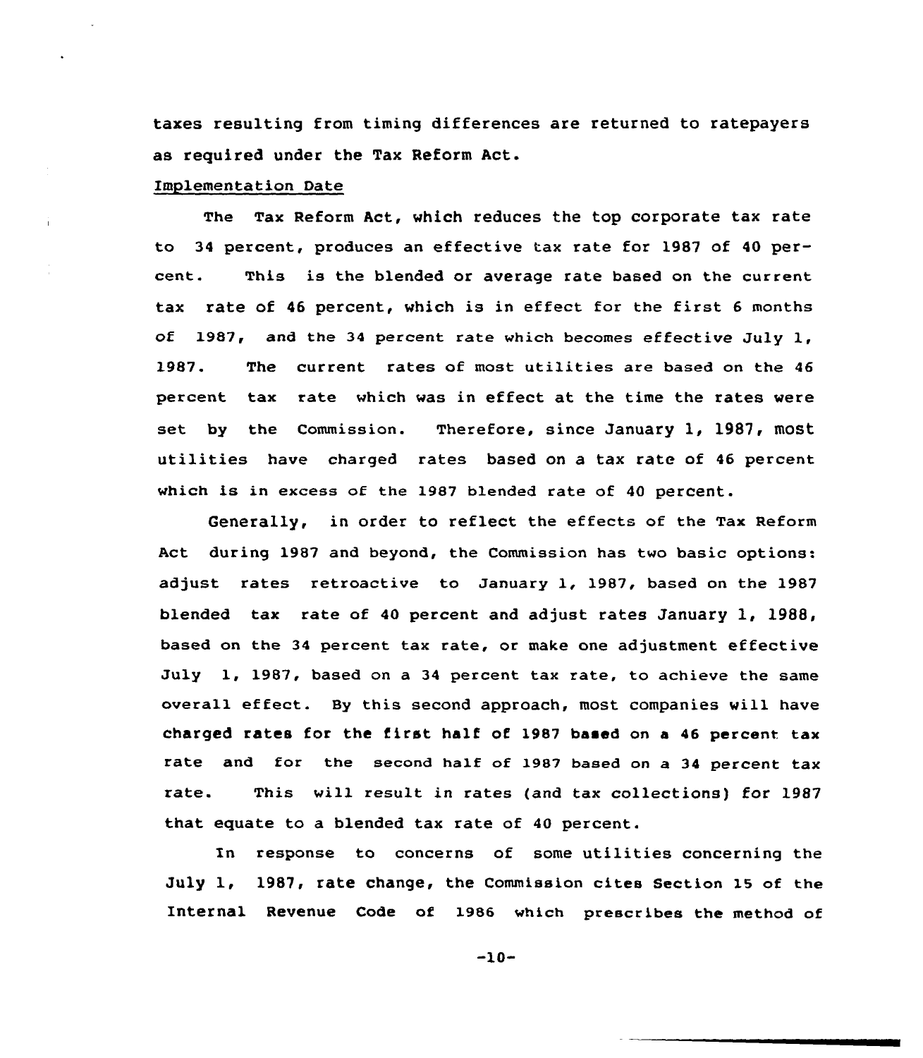taxes resulting from timing differences are returned to ratepayers as required under the Tax Reform Act.

Implementation Date

The Tax Reform Act, which reduces the top corporate tax rate to 34 percent, produces an effective tax rate for 1987 of 40 percent. This is the blended or average rate based on the current tax rate of 46 percent, which is in effect for the first 6 months of 1987, and the 34 percent rate which becomes effective July 1, 1987. The current rates of most utilities are based on the 46 percent tax rate which was in effect at the time the rates were set by the Commission. Therefore, since January 1, 1987, most utilities have charged rates based on a tax rate of 46 percent which is in excess of the 1987 blended rate of 40 percent.

Generally, in order to reflect the effects of the Tax Reform Act during 1987 and beyond, the Commission has two basic options: adjust rates retroactive to January 1, 1987, based on the 1987 blended tax rate of 40 percent and adjust rates January 1, 1988, based on the 34 percent tax rate, or make one adjustment effective July 1, 1987, based on a 34 percent tax rate, to achieve the same overall effect. By this second approach, most companies will have charged rates for the first half of 1987 based on a 46 percent tax rate and for the second half of 1987 based on a 34 percent tax rate. This will result in rates (and tax collections) for 1987 that equate to a blended tax rate of 40 percent.

In response to concerns of some utilities concerning the July 1, 1987, rate change, the Commission cites Section 15 of the Internal Revenue Code of 1986 which prescribes the method of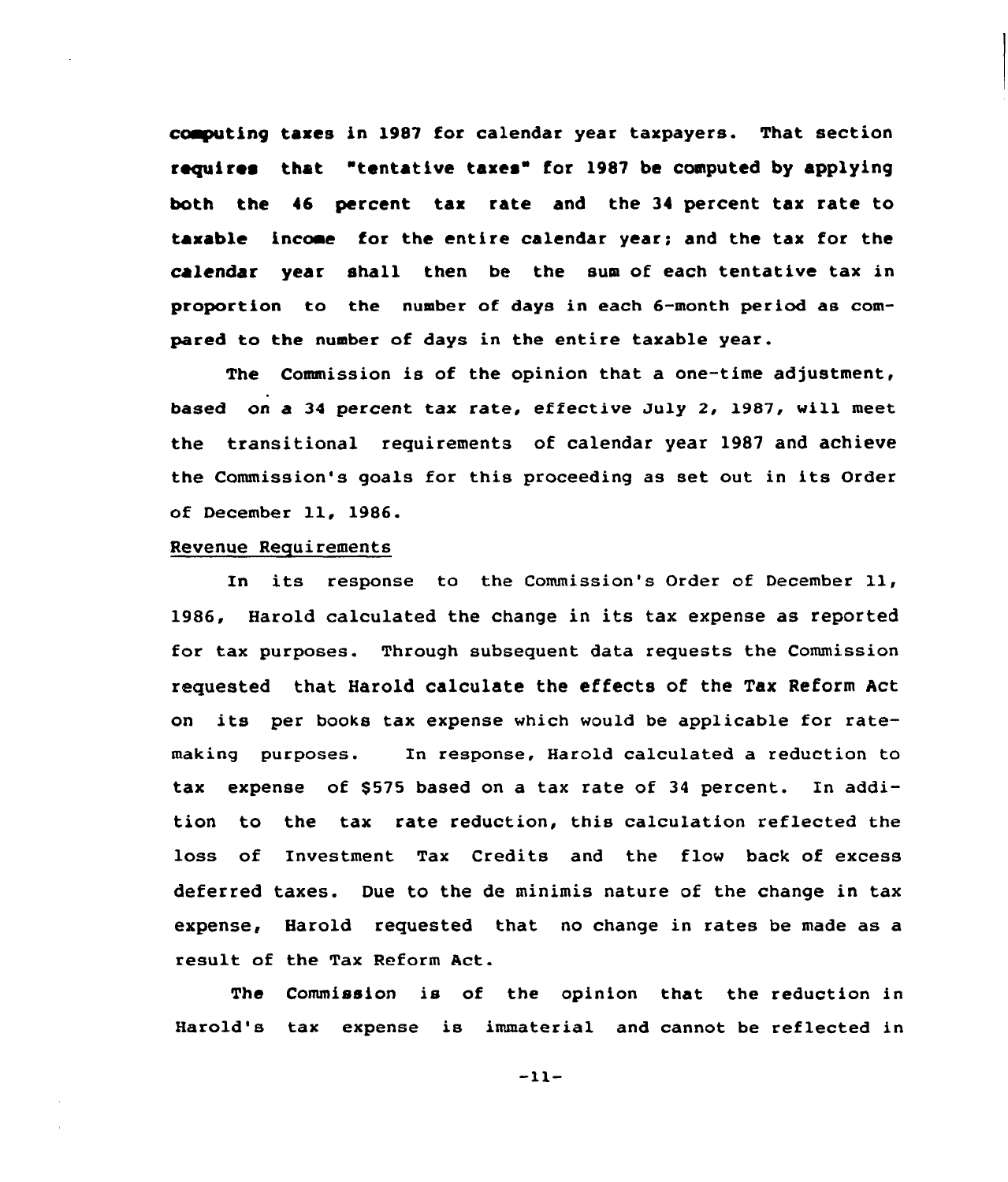computing taxes in 1987 for calendar year taxpayers. That section requires that "tentative taxes" for 1987 be computed by applying both the 46 percent tax rate and the 34 percent tax rate to taxable income for the entire calendar year; and the tax for the calendar year shall then be the sum of each tentative tax in proportion to the number of days in each 6-month period as compared to the number of days in the entire taxable year.

The Commission is of the opinion that a one-time adjustment, based on a 34 percent tax rate, effective July 2, 1987, will meet the transitional requirements of calendar year 1987 and achieve the Commission's goals for this proceeding as set out in its Order of December 11, 1986.

Revenue Requirements

In its response to the Commission's Order of December 11, 1986, Harold calculated the change in its tax expense as reported for tax purposes. Through subsequent data requests the Commission requested that Harold calculate the effects of the Tax Reform Act on its per books tax expense which would be applicable for rate-making purposes. In response, Harold calculated a reduction to tax expense of $575 based on a tax rate of 34 percent. In addition to the tax rate reduction, this calculation reflected the loss of Investment Tax Credits and the flow back of excess deferred taxes. Due to the de minimis nature of the change in tax expense, Harold requested that no change in rates be made as a result of the Tax Reform Act.

The Commission is of the opinion that the reduction in Harold's tax expense is immaterial and cannot be reflected in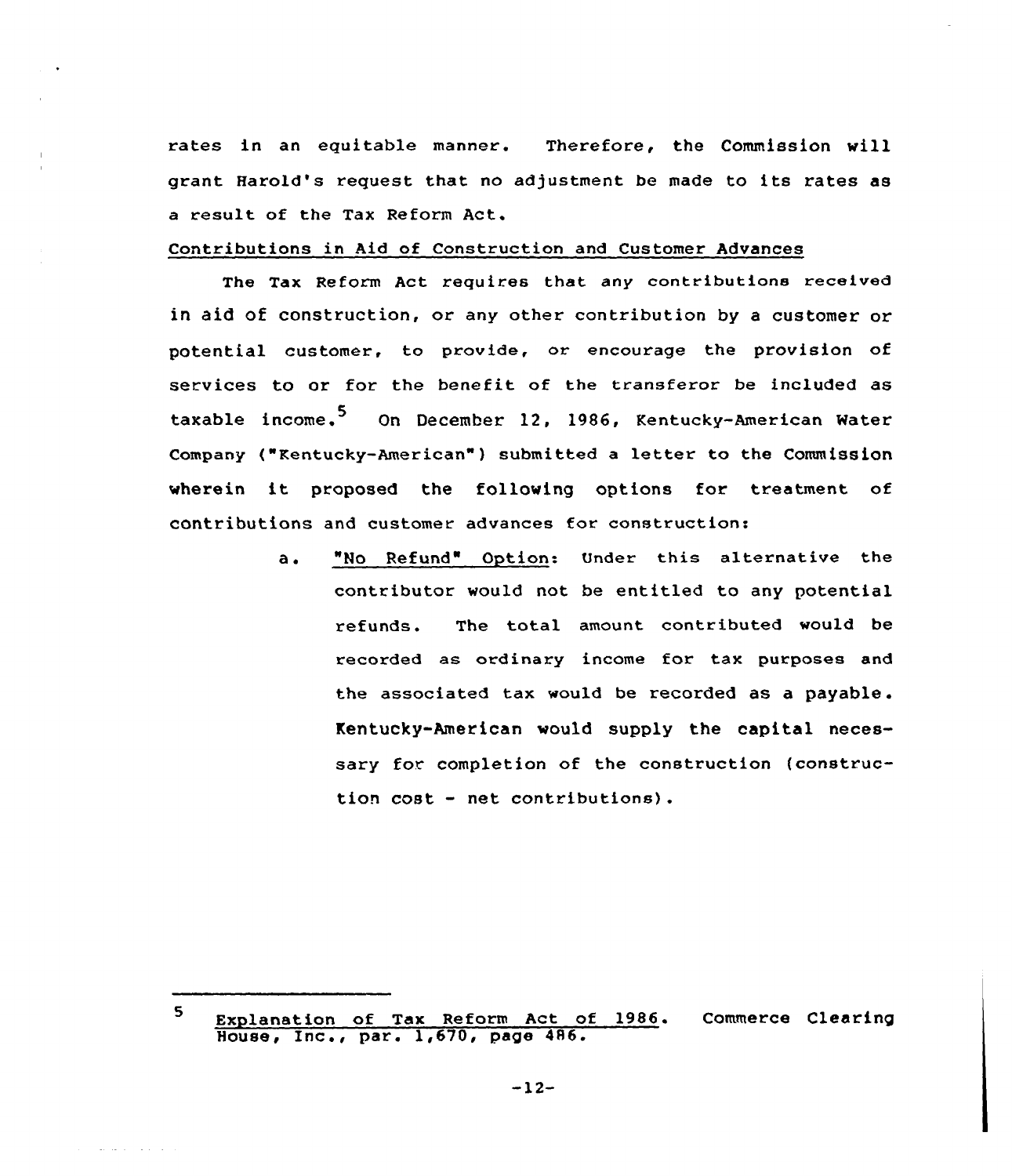rates in an equitable manner. Therefore, the Commission will grant Harold's request that no adjustment be made to its rates as a result of the Tax Reform Act.

Contributions in Aid of Construction and Customer Advances

The Tax Reform Act requires that any contributions received in aid of construction, or any other contribution by a customer or potential customer, to provide, or encourage the provision of services to or for the benefit of the transferor be included as taxable income.[5] On December 12, 1986, Kentucky-American Water Company ("Kentucky-American") submitted a letter to the Commission wherein it proposed the following options for treatment of contributions and customer advances for construction:

a. "No Refund" Option: Under this alternative the contributor would not be entitled to any potential refunds. The total amount contributed would be recorded as ordinary income for tax purposes and the associated tax would be recorded as a payable. Kentucky-American would supply the capital necessary for completion of the construction (construction cost - net contributions).

---

[5] Explanation of Tax Reform Act of 1986. Commerce Clearing House, Inc., par. 1,670, page 486.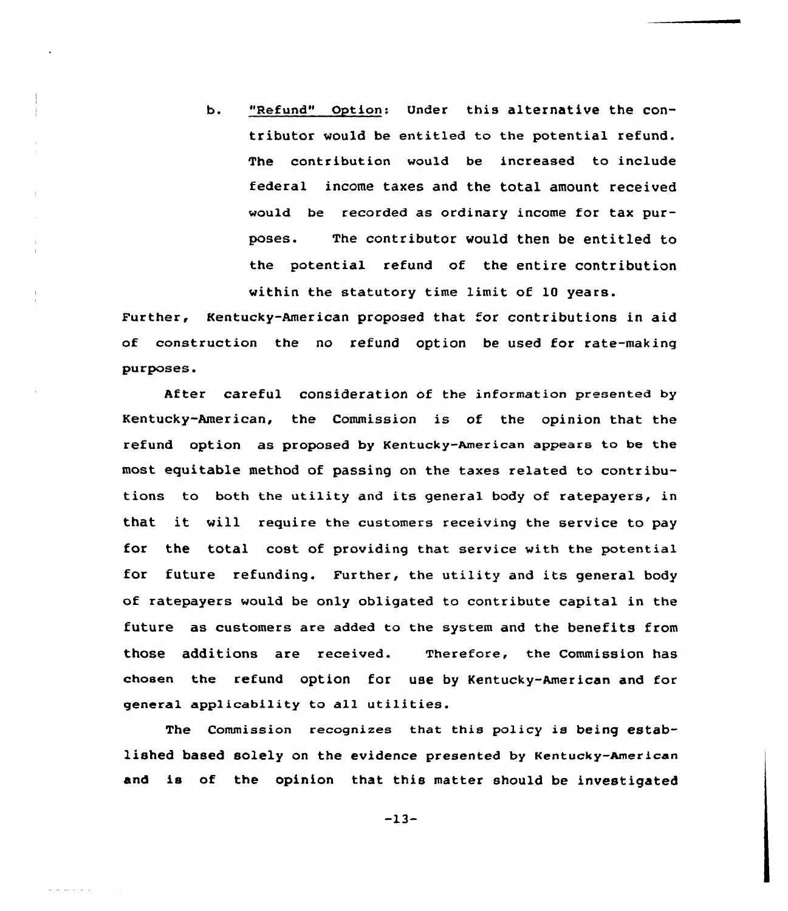b. "Refund" Option: Under this alternative the contributor would be entitled to the potential refund. The contribution would be increased to include federal income taxes and the total amount received would be recorded as ordinary income for tax purposes. The contributor would then be entitled to the potential refund of the entire contribution within the statutory time limit of 10 years.

Further, Kentucky-American proposed that for contributions in aid of construction the no refund option be used for rate-making purposes.

After careful consideration of the information presented by Kentucky-American, the Commission is of the opinion that the refund option as proposed by Kentucky-American appears to be the most equitable method of passing on the taxes related to contributions to both the utility and its general body of ratepayers, in that it will require the customers receiving the service to pay for the total cost of providing that service with the potential for future refunding. Further, the utility and its general body of ratepayers would be only obligated to contribute capital in the future as customers are added to the system and the benefits from those additions are received. Therefore, the Commission has chosen the refund option for use by Kentucky-American and for general applicability to all utilities.

The Commission recognizes that this policy is being established based solely on the evidence presented by Kentucky-American and is of the opinion that this matter should be investigated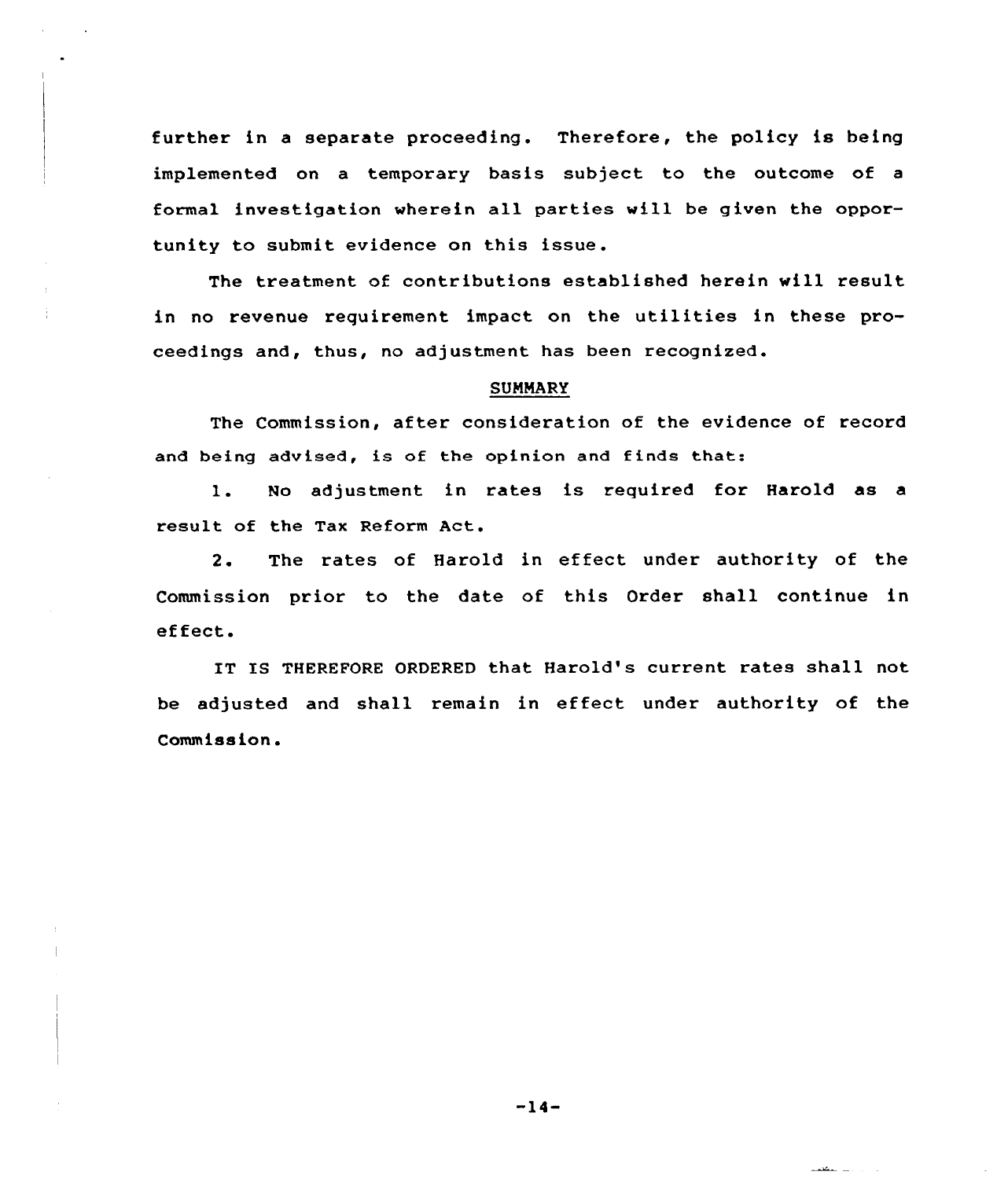further in a separate proceeding. Therefore, the policy is being implemented on a temporary basis subject to the outcome of a formal investigation wherein all parties will be given the opportunity to submit evidence on this issue.

The treatment of contributions established herein will result in no revenue requirement impact on the utilities in these proceedings and, thus, no adjustment has been recognized.

## SUMMARY

The Commission, after consideration of the evidence of record and being advised, is of the opinion and finds that:

1. No adjustment in rates is required for Harold as a result of the Tax Reform Act.

2. The rates of Harold in effect under authority of the Commission prior to the date of this Order shall continue in effect.

IT IS THEREFORE ORDERED that Harold's current rates shall not be adjusted and shall remain in effect under authority of the Commission.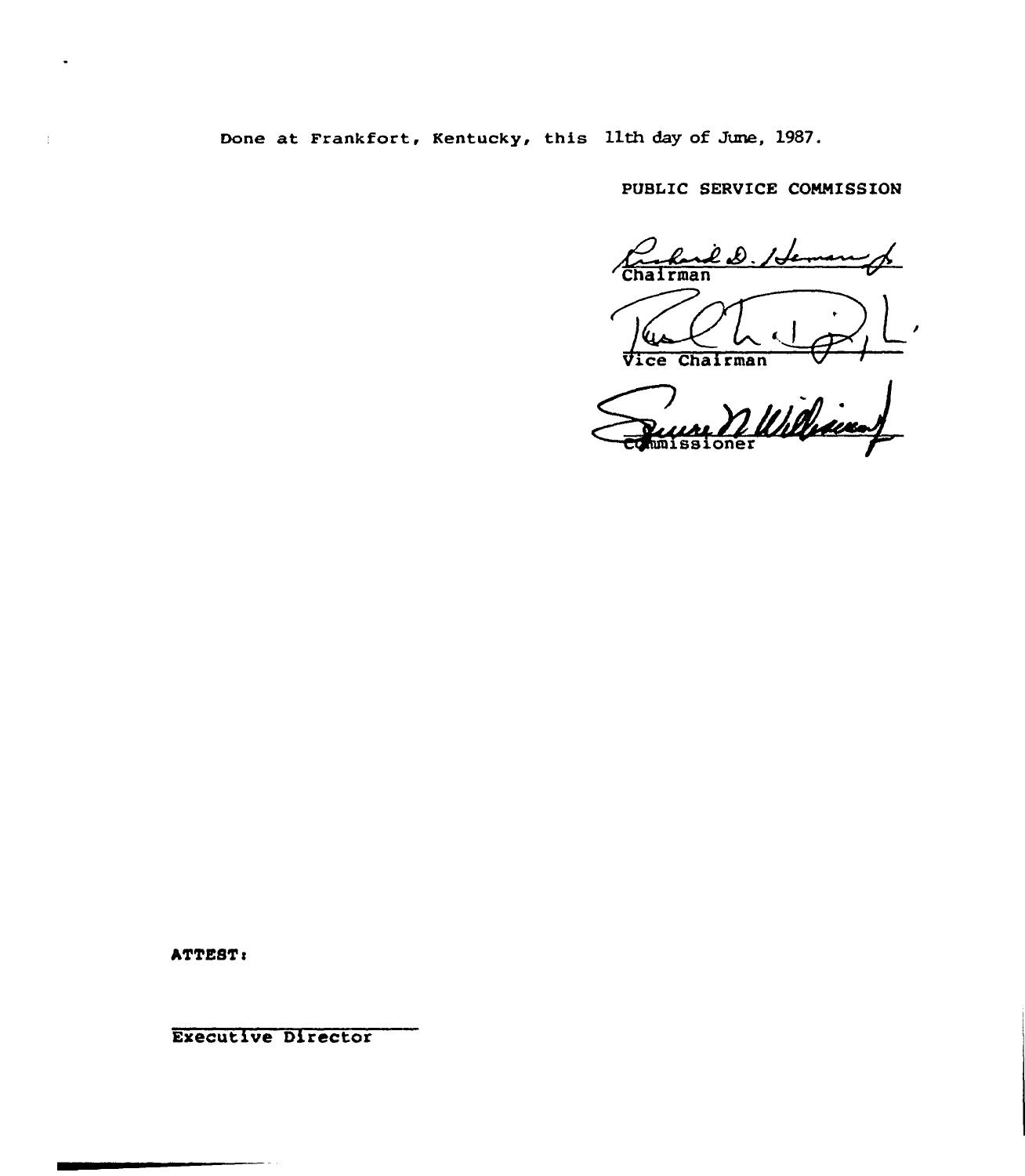Done at Frankfort, Kentucky, this 11th day of June, 1987.

PUBLIC SERVICE COMMISSION

Chairman

Vice Chairman

Commissioner

ATTEST:

Executive Director